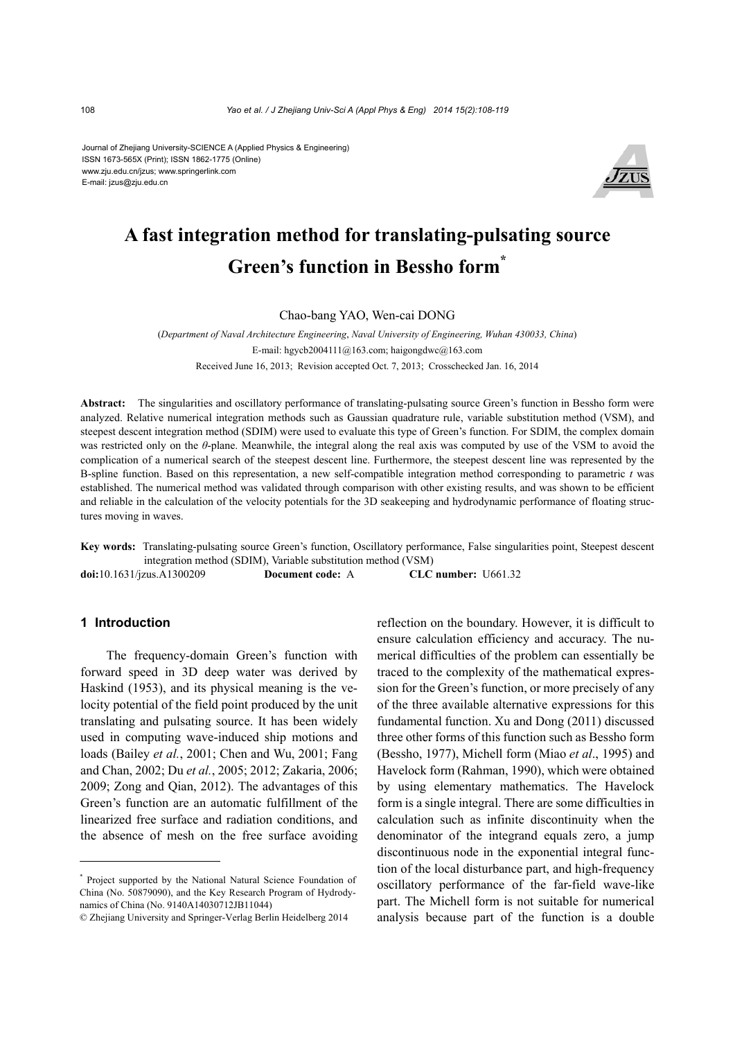Journal of Zhejiang University-SCIENCE A (Applied Physics & Engineering)
ISSN 1673-565X (Print); ISSN 1862-1775 (Online)
www.zju.edu.cn/jzus; www.springerlink.com
E-mail: jzus@zju.edu.cn

# A fast integration method for translating-pulsating source Green's function in Bessho form*

Chao-bang YAO, Wen-cai DONG

(*Department of Naval Architecture Engineering*, *Naval University of Engineering, Wuhan 430033, China*)
E-mail: hgycb2004111@163.com; haigongdwc@163.com
Received June 16, 2013; Revision accepted Oct. 7, 2013; Crosschecked Jan. 16, 2014

**Abstract:** The singularities and oscillatory performance of translating-pulsating source Green's function in Bessho form were analyzed. Relative numerical integration methods such as Gaussian quadrature rule, variable substitution method (VSM), and steepest descent integration method (SDIM) were used to evaluate this type of Green's function. For SDIM, the complex domain was restricted only on the $\theta$-plane. Meanwhile, the integral along the real axis was computed by use of the VSM to avoid the complication of a numerical search of the steepest descent line. Furthermore, the steepest descent line was represented by the B-spline function. Based on this representation, a new self-compatible integration method corresponding to parametric $t$ was established. The numerical method was validated through comparison with other existing results, and was shown to be efficient and reliable in the calculation of the velocity potentials for the 3D seakeeping and hydrodynamic performance of floating structures moving in waves.

**Key words:** Translating-pulsating source Green's function, Oscillatory performance, False singularities point, Steepest descent integration method (SDIM), Variable substitution method (VSM)

**doi:**10.1631/jzus.A1300209 **Document code:** A **CLC number:** U661.32

## 1 Introduction

The frequency-domain Green's function with forward speed in 3D deep water was derived by Haskind (1953), and its physical meaning is the velocity potential of the field point produced by the unit translating and pulsating source. It has been widely used in computing wave-induced ship motions and loads (Bailey *et al.*, 2001; Chen and Wu, 2001; Fang and Chan, 2002; Du *et al.*, 2005; 2012; Zakaria, 2006; 2009; Zong and Qian, 2012). The advantages of this Green's function are an automatic fulfillment of the linearized free surface and radiation conditions, and the absence of mesh on the free surface avoiding reflection on the boundary. However, it is difficult to ensure calculation efficiency and accuracy. The numerical difficulties of the problem can essentially be traced to the complexity of the mathematical expression for the Green's function, or more precisely of any of the three available alternative expressions for this fundamental function. Xu and Dong (2011) discussed three other forms of this function such as Bessho form (Bessho, 1977), Michell form (Miao *et al*., 1995) and Havelock form (Rahman, 1990), which were obtained by using elementary mathematics. The Havelock form is a single integral. There are some difficulties in calculation such as infinite discontinuity when the denominator of the integrand equals zero, a jump discontinuous node in the exponential integral function of the local disturbance part, and high-frequency oscillatory performance of the far-field wave-like part. The Michell form is not suitable for numerical analysis because part of the function is a double

---

* Project supported by the National Natural Science Foundation of China (No. 50879090), and the Key Research Program of Hydrodynamics of China (No. 9140A14030712JB11044)

© Zhejiang University and Springer-Verlag Berlin Heidelberg 2014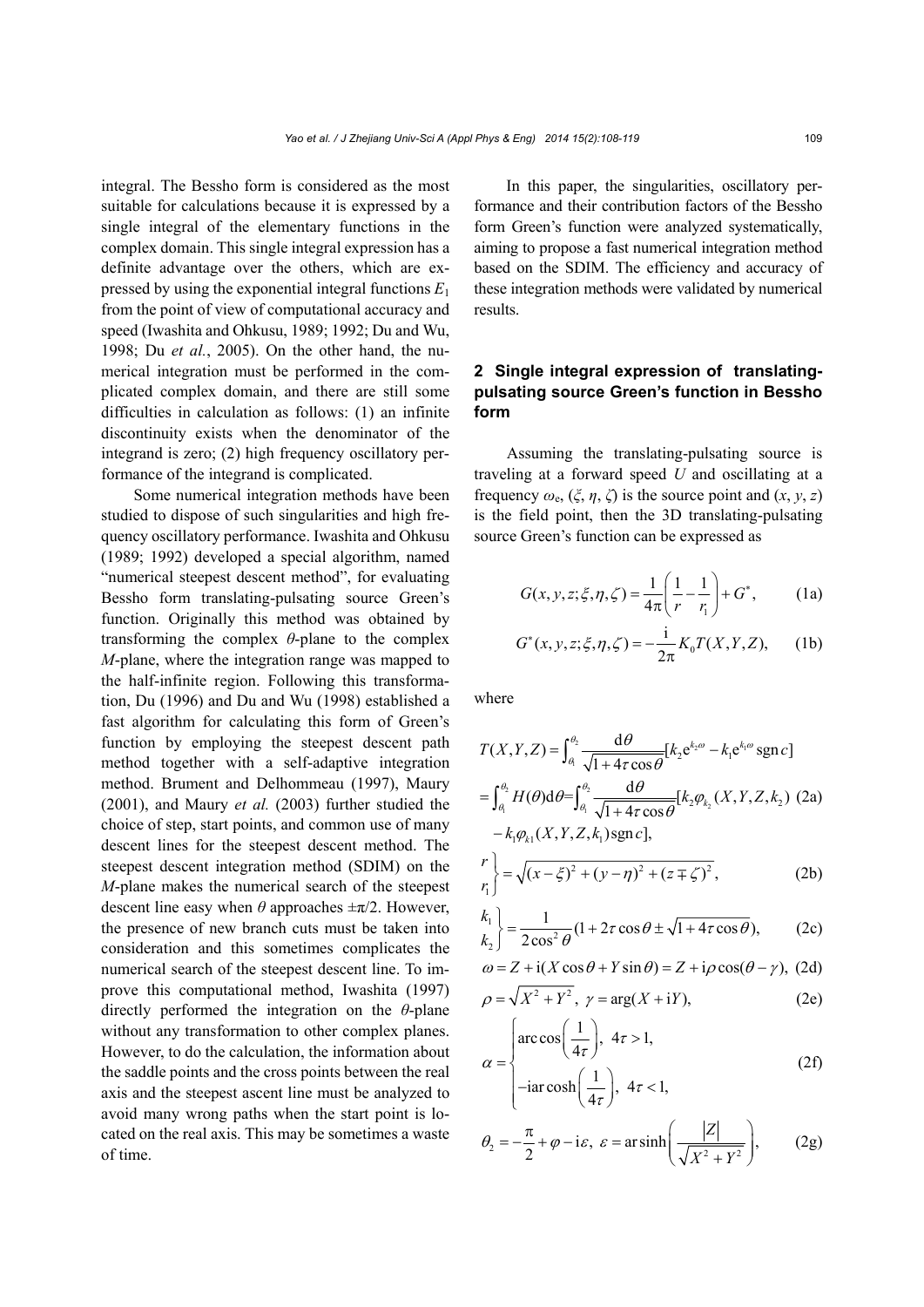integral. The Bessho form is considered as the most suitable for calculations because it is expressed by a single integral of the elementary functions in the complex domain. This single integral expression has a definite advantage over the others, which are expressed by using the exponential integral functions $E_1$ from the point of view of computational accuracy and speed (Iwashita and Ohkusu, 1989; 1992; Du and Wu, 1998; Du *et al.*, 2005). On the other hand, the numerical integration must be performed in the complicated complex domain, and there are still some difficulties in calculation as follows: (1) an infinite discontinuity exists when the denominator of the integrand is zero; (2) high frequency oscillatory performance of the integrand is complicated.

Some numerical integration methods have been studied to dispose of such singularities and high frequency oscillatory performance. Iwashita and Ohkusu (1989; 1992) developed a special algorithm, named "numerical steepest descent method", for evaluating Bessho form translating-pulsating source Green's function. Originally this method was obtained by transforming the complex $\theta$-plane to the complex $M$-plane, where the integration range was mapped to the half-infinite region. Following this transformation, Du (1996) and Du and Wu (1998) established a fast algorithm for calculating this form of Green's function by employing the steepest descent path method together with a self-adaptive integration method. Brument and Delhommeau (1997), Maury (2001), and Maury *et al.* (2003) further studied the choice of step, start points, and common use of many descent lines for the steepest descent method. The steepest descent integration method (SDIM) on the $M$-plane makes the numerical search of the steepest descent line easy when $\theta$ approaches $\pm\pi/2$. However, the presence of new branch cuts must be taken into consideration and this sometimes complicates the numerical search of the steepest descent line. To improve this computational method, Iwashita (1997) directly performed the integration on the $\theta$-plane without any transformation to other complex planes. However, to do the calculation, the information about the saddle points and the cross points between the real axis and the steepest ascent line must be analyzed to avoid many wrong paths when the start point is located on the real axis. This may be sometimes a waste of time.

In this paper, the singularities, oscillatory performance and their contribution factors of the Bessho form Green's function were analyzed systematically, aiming to propose a fast numerical integration method based on the SDIM. The efficiency and accuracy of these integration methods were validated by numerical results.

## 2 Single integral expression of translating-pulsating source Green's function in Bessho form

Assuming the translating-pulsating source is traveling at a forward speed $U$ and oscillating at a frequency $\omega_e$, $(\xi, \eta, \zeta)$ is the source point and $(x, y, z)$ is the field point, then the 3D translating-pulsating source Green's function can be expressed as

$$G(x,y,z;\xi,\eta,\zeta) = \frac{1}{4\pi}\left(\frac{1}{r} - \frac{1}{r_1}\right) + G^*, \tag{1a}$$

$$G^*(x,y,z;\xi,\eta,\zeta) = -\frac{\mathrm{i}}{2\pi}K_0 T(X,Y,Z), \tag{1b}$$

where

$$\begin{aligned} T(X,Y,Z) &= \int_{\theta_1}^{\theta_2} \frac{\mathrm{d}\theta}{\sqrt{1+4\tau\cos\theta}}[k_2 \mathrm{e}^{k_2\omega} - k_1 \mathrm{e}^{k_1\omega}\operatorname{sgn} c] \\ &= \int_{\theta_1}^{\theta_2} H(\theta)\mathrm{d}\theta = \int_{\theta_1}^{\theta_2} \frac{\mathrm{d}\theta}{\sqrt{1+4\tau\cos\theta}}[k_2\varphi_{k_2}(X,Y,Z,k_2) \\ &\quad - k_1\varphi_{k1}(X,Y,Z,k_1)\operatorname{sgn} c], \end{aligned} \tag{2a}$$

$$\left.\begin{matrix} r \\ r_1 \end{matrix}\right\} = \sqrt{(x-\xi)^2 + (y-\eta)^2 + (z\mp\zeta)^2}, \tag{2b}$$

$$\left.\begin{matrix} k_1 \\ k_2 \end{matrix}\right\} = \frac{1}{2\cos^2\theta}(1 + 2\tau\cos\theta \pm \sqrt{1+4\tau\cos\theta}), \tag{2c}$$

$$\omega = Z + \mathrm{i}(X\cos\theta + Y\sin\theta) = Z + \mathrm{i}\rho\cos(\theta-\gamma), \tag{2d}$$

$$\rho = \sqrt{X^2+Y^2},\ \gamma = \arg(X + \mathrm{i}Y), \tag{2e}$$

$$\alpha = \begin{cases} \arccos\left(\dfrac{1}{4\tau}\right), & 4\tau > 1, \\ -\mathrm{i}\operatorname{arcosh}\left(\dfrac{1}{4\tau}\right), & 4\tau < 1, \end{cases} \tag{2f}$$

$$\theta_2 = -\frac{\pi}{2} + \varphi - \mathrm{i}\varepsilon,\ \varepsilon = \operatorname{arsinh}\left(\frac{|Z|}{\sqrt{X^2+Y^2}}\right), \tag{2g}$$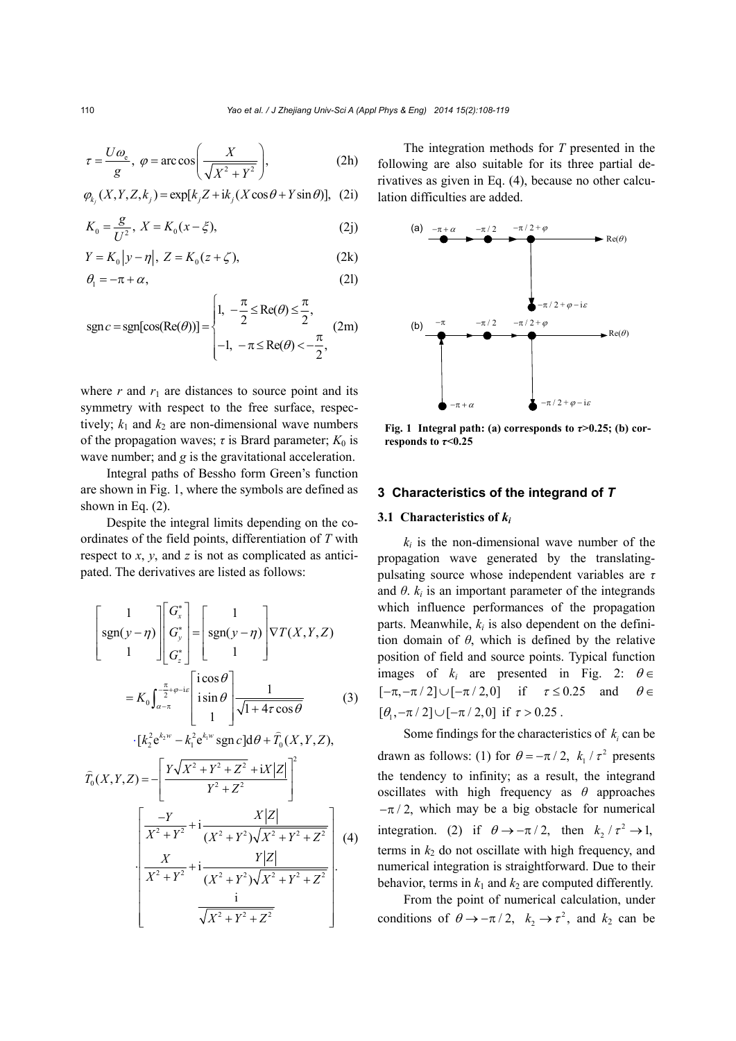$$\tau = \frac{U\omega_e}{g},\ \varphi = \arccos\left(\frac{X}{\sqrt{X^2+Y^2}}\right), \tag{2h}$$

$$\varphi_{k_j}(X,Y,Z,k_j) = \exp[k_j Z + \mathrm{i}k_j(X\cos\theta + Y\sin\theta)], \tag{2i}$$

$$K_0 = \frac{g}{U^2},\ X = K_0(x-\xi), \tag{2j}$$

$$Y = K_0\left|y-\eta\right|,\ Z = K_0(z+\zeta), \tag{2k}$$

$$\theta_1 = -\pi + \alpha, \tag{2l}$$

$$\operatorname{sgn} c = \operatorname{sgn}[\cos(\operatorname{Re}(\theta))] = \begin{cases} 1, & -\dfrac{\pi}{2} \le \operatorname{Re}(\theta) \le \dfrac{\pi}{2}, \\ -1, & -\pi \le \operatorname{Re}(\theta) < -\dfrac{\pi}{2}, \end{cases} \tag{2m}$$

where $r$ and $r_1$ are distances to source point and its symmetry with respect to the free surface, respectively; $k_1$ and $k_2$ are non-dimensional wave numbers of the propagation waves; $\tau$ is Brard parameter; $K_0$ is wave number; and $g$ is the gravitational acceleration.

Integral paths of Bessho form Green's function are shown in Fig. 1, where the symbols are defined as shown in Eq. (2).

Despite the integral limits depending on the coordinates of the field points, differentiation of $T$ with respect to $x$, $y$, and $z$ is not as complicated as anticipated. The derivatives are listed as follows:

$$\begin{aligned}
&\begin{bmatrix} 1 & & \\ & \operatorname{sgn}(y-\eta) & \\ & & 1 \end{bmatrix} \begin{bmatrix} G_x^* \\ G_y^* \\ G_z^* \end{bmatrix} = \begin{bmatrix} 1 & & \\ & \operatorname{sgn}(y-\eta) & \\ & & 1 \end{bmatrix} \nabla T(X,Y,Z) \\
&= K_0 \int_{\alpha-\pi}^{-\frac{\pi}{2}+\varphi-\mathrm{i}\varepsilon} \begin{bmatrix} \mathrm{i}\cos\theta \\ \mathrm{i}\sin\theta \\ 1 \end{bmatrix} \frac{1}{\sqrt{1+4\tau\cos\theta}} \\
&\quad \cdot [k_2^2 \mathrm{e}^{k_2 w} - k_1^2 \mathrm{e}^{k_1 w} \operatorname{sgn} c]\mathrm{d}\theta + \widehat{T}_0(X,Y,Z),
\end{aligned} \tag{3}$$

$$\begin{aligned}
\widehat{T}_0(X,Y,Z) = &-\left[\frac{Y\sqrt{X^2+Y^2+Z^2} + \mathrm{i}X|Z|}{Y^2+Z^2}\right]^2 \\
&\cdot \begin{bmatrix} \dfrac{-Y}{X^2+Y^2} + \mathrm{i}\dfrac{X|Z|}{(X^2+Y^2)\sqrt{X^2+Y^2+Z^2}} \\ \dfrac{X}{X^2+Y^2} + \mathrm{i}\dfrac{Y|Z|}{(X^2+Y^2)\sqrt{X^2+Y^2+Z^2}} \\ \dfrac{\mathrm{i}}{\sqrt{X^2+Y^2+Z^2}} \end{bmatrix}.
\end{aligned} \tag{4}$$

The integration methods for $T$ presented in the following are also suitable for its three partial derivatives as given in Eq. (4), because no other calculation difficulties are added.

**Fig. 1 Integral path: (a) corresponds to $\tau$>0.25; (b) corresponds to $\tau$<0.25**

## 3 Characteristics of the integrand of *T*

### 3.1 Characteristics of $k_i$

$k_i$ is the non-dimensional wave number of the propagation wave generated by the translating-pulsating source whose independent variables are $\tau$ and $\theta$. $k_i$ is an important parameter of the integrands which influence performances of the propagation parts. Meanwhile, $k_i$ is also dependent on the definition domain of $\theta$, which is defined by the relative position of field and source points. Typical function images of $k_i$ are presented in Fig. 2: $\theta \in [-\pi, -\pi/2] \cup [-\pi/2, 0]$ if $\tau \le 0.25$ and $\theta \in [\theta_1, -\pi/2] \cup [-\pi/2, 0]$ if $\tau > 0.25$.

Some findings for the characteristics of $k_i$ can be drawn as follows: (1) for $\theta = -\pi/2$, $k_1/\tau^2$ presents the tendency to infinity; as a result, the integrand oscillates with high frequency as $\theta$ approaches $-\pi/2$, which may be a big obstacle for numerical integration. (2) if $\theta \to -\pi/2$, then $k_2/\tau^2 \to 1$, terms in $k_2$ do not oscillate with high frequency, and numerical integration is straightforward. Due to their behavior, terms in $k_1$ and $k_2$ are computed differently.

From the point of numerical calculation, under conditions of $\theta \to -\pi/2$, $k_2 \to \tau^2$, and $k_2$ can be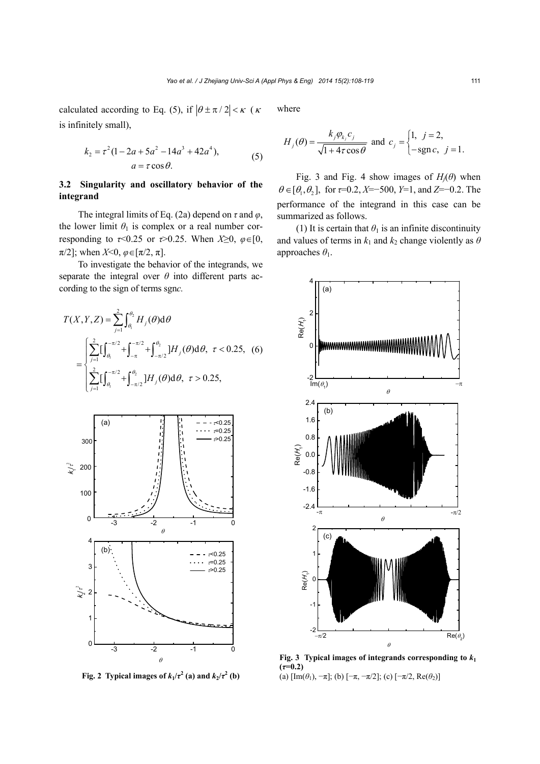calculated according to Eq. (5), if $|\theta \pm \pi/2| < \kappa$ ($\kappa$ is infinitely small),

$$k_2 = \tau^2(1 - 2a + 5a^2 - 14a^3 + 42a^4), \quad a = \tau\cos\theta. \tag{5}$$

### 3.2 Singularity and oscillatory behavior of the integrand

The integral limits of Eq. (2a) depend on $\tau$ and $\varphi$, the lower limit $\theta_1$ is complex or a real number corresponding to $\tau<0.25$ or $\tau>0.25$. When $X\geq 0$, $\varphi\in[0, \pi/2]$; when $X<0$, $\varphi\in[\pi/2, \pi]$.

To investigate the behavior of the integrands, we separate the integral over $\theta$ into different parts according to the sign of terms sgn$c$.

$$T(X,Y,Z) = \sum_{j=1}^{2}\int_{\theta_1}^{\theta_2} H_j(\theta)\mathrm{d}\theta = \begin{cases} \sum_{j=1}^{2}\left[\int_{\theta_1}^{-\pi/2} + \int_{-\pi}^{-\pi/2} + \int_{-\pi/2}^{\theta_2}\right]H_j(\theta)\mathrm{d}\theta, & \tau < 0.25, \\ \sum_{j=1}^{2}\left[\int_{\theta_1}^{-\pi/2} + \int_{-\pi/2}^{\theta_2}\right]H_j(\theta)\mathrm{d}\theta, & \tau > 0.25, \end{cases} \tag{6}$$

where

$$H_j(\theta) = \frac{k_j \varphi_{k_j} c_j}{\sqrt{1+4\tau\cos\theta}} \text{ and } c_j = \begin{cases} 1, & j=2, \\ -\operatorname{sgn} c, & j=1. \end{cases}$$

Fig. 3 and Fig. 4 show images of $H_j(\theta)$ when $\theta\in[\theta_1, \theta_2]$, for $\tau$=0.2, $X$=−500, $Y$=1, and $Z$=−0.2. The performance of the integrand in this case can be summarized as follows.

(1) It is certain that $\theta_1$ is an infinite discontinuity and values of terms in $k_1$ and $k_2$ change violently as $\theta$ approaches $\theta_1$.

**Fig. 2 Typical images of $k_1/\tau^2$ (a) and $k_2/\tau^2$ (b)**

**Fig. 3 Typical images of integrands corresponding to $k_1$ ($\tau$=0.2)**
(a) [Im($\theta_1$), −π]; (b) [−π, −π/2]; (c) [−π/2, Re($\theta_2$)]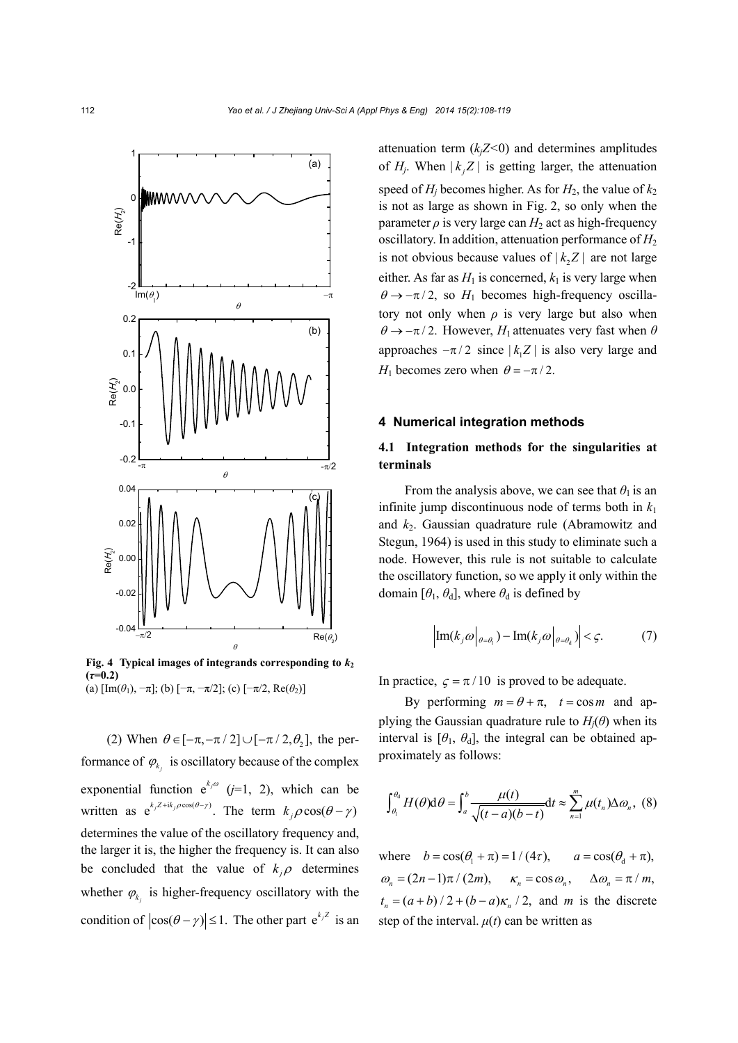Fig. 4 Typical images of integrands corresponding to $k_2$ ($\tau$=0.2)

(a) [Im($\theta_1$), $-\pi$]; (b) [$-\pi$, $-\pi/2$]; (c) [$-\pi/2$, Re($\theta_2$)]

(2) When $\theta \in [-\pi, -\pi/2] \cup [-\pi/2, \theta_2]$, the performance of $\varphi_{k_j}$ is oscillatory because of the complex exponential function $e^{k_j \omega}$ ($j$=1, 2), which can be written as $e^{k_j Z + ik_j \rho \cos(\theta - \gamma)}$. The term $k_j \rho \cos(\theta - \gamma)$ determines the value of the oscillatory frequency and, the larger it is, the higher the frequency is. It can also be concluded that the value of $k_j \rho$ determines whether $\varphi_{k_j}$ is higher-frequency oscillatory with the condition of $|\cos(\theta - \gamma)| \leq 1$. The other part $e^{k_j Z}$ is an attenuation term ($k_j Z$<0) and determines amplitudes of $H_j$. When $|k_j Z|$ is getting larger, the attenuation speed of $H_j$ becomes higher. As for $H_2$, the value of $k_2$ is not as large as shown in Fig. 2, so only when the parameter $\rho$ is very large can $H_2$ act as high-frequency oscillatory. In addition, attenuation performance of $H_2$ is not obvious because values of $|k_2 Z|$ are not large either. As far as $H_1$ is concerned, $k_1$ is very large when $\theta \to -\pi/2$, so $H_1$ becomes high-frequency oscillatory not only when $\rho$ is very large but also when $\theta \to -\pi/2$. However, $H_1$ attenuates very fast when $\theta$ approaches $-\pi/2$ since $|k_1 Z|$ is also very large and $H_1$ becomes zero when $\theta = -\pi/2$.

## 4 Numerical integration methods

### 4.1 Integration methods for the singularities at terminals

From the analysis above, we can see that $\theta_1$ is an infinite jump discontinuous node of terms both in $k_1$ and $k_2$. Gaussian quadrature rule (Abramowitz and Stegun, 1964) is used in this study to eliminate such a node. However, this rule is not suitable to calculate the oscillatory function, so we apply it only within the domain [$\theta_1$, $\theta_d$], where $\theta_d$ is defined by

$$\left| \mathrm{Im}(k_j \omega|_{\theta=\theta_1}) - \mathrm{Im}(k_j \omega|_{\theta=\theta_d}) \right| < \varsigma. \tag{7}$$

In practice, $\varsigma = \pi/10$ is proved to be adequate.

By performing $m = \theta + \pi$, $t = \cos m$ and applying the Gaussian quadrature rule to $H_j(\theta)$ when its interval is [$\theta_1$, $\theta_d$], the integral can be obtained approximately as follows:

$$\int_{\theta_1}^{\theta_d} H(\theta) \mathrm{d}\theta = \int_a^b \frac{\mu(t)}{\sqrt{(t-a)(b-t)}} \mathrm{d}t \approx \sum_{n=1}^{m} \mu(t_n) \Delta\omega_n, \tag{8}$$

where $b = \cos(\theta_1 + \pi) = 1/(4\tau)$, $a = \cos(\theta_d + \pi)$, $\omega_n = (2n-1)\pi/(2m)$, $\kappa_n = \cos\omega_n$, $\Delta\omega_n = \pi/m$, $t_n = (a+b)/2 + (b-a)\kappa_n/2$, and $m$ is the discrete step of the interval. $\mu(t)$ can be written as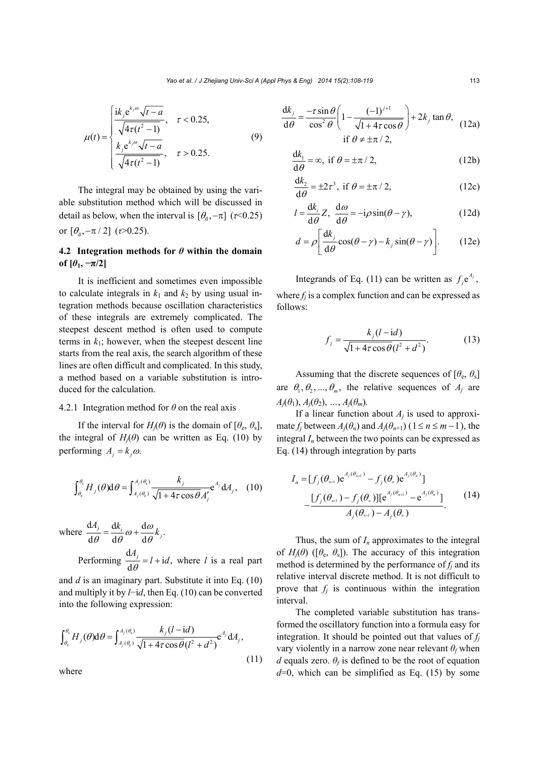$$\mu(t)=\begin{cases}\dfrac{\mathrm{i}k_j\mathrm{e}^{k_j\omega}\sqrt{t-a}}{\sqrt{4\tau(t^2-1)}}, & \tau<0.25,\\[2ex] \dfrac{k_j\mathrm{e}^{k_j\omega}\sqrt{t-a}}{\sqrt{4\tau(t^2-1)}}, & \tau>0.25.\end{cases} \tag{9}$$

The integral may be obtained by using the variable substitution method which will be discussed in detail as below, when the interval is $[\theta_\mathrm{d},-\pi]$ ($\tau$<0.25) or $[\theta_\mathrm{d},-\pi/2]$ ($\tau$>0.25).

### 4.2 Integration methods for $\theta$ within the domain of $[\theta_1, -\pi/2]$

It is inefficient and sometimes even impossible to calculate integrals in $k_1$ and $k_2$ by using usual integration methods because oscillation characteristics of these integrals are extremely complicated. The steepest descent method is often used to compute terms in $k_1$; however, when the steepest descent line starts from the real axis, the search algorithm of these lines are often difficult and complicated. In this study, a method based on a variable substitution is introduced for the calculation.

#### 4.2.1 Integration method for $\theta$ on the real axis

If the interval for $H_j(\theta)$ is the domain of $[\theta_\mathrm{e}, \theta_\mathrm{s}]$, the integral of $H_j(\theta)$ can be written as Eq. (10) by performing $A_j=k_j\omega$.

$$\int_{\theta_\mathrm{e}}^{\theta_\mathrm{s}} H_j(\theta)\mathrm{d}\theta=\int_{A_j(\theta_\mathrm{e})}^{A_j(\theta_\mathrm{s})}\frac{k_j}{\sqrt{1+4\tau\cos\theta}A_j'}\mathrm{e}^{A_j}\mathrm{d}A_j, \tag{10}$$

where $\dfrac{\mathrm{d}A_j}{\mathrm{d}\theta}=\dfrac{\mathrm{d}k_i}{\mathrm{d}\theta}\omega+\dfrac{\mathrm{d}\omega}{\mathrm{d}\theta}k_j$.

Performing $\dfrac{\mathrm{d}A_j}{\mathrm{d}\theta}=l+\mathrm{i}d$, where $l$ is a real part and $d$ is an imaginary part. Substitute it into Eq. (10) and multiply it by $l$−i$d$, then Eq. (10) can be converted into the following expression:

$$\int_{\theta_\mathrm{e}}^{\theta_\mathrm{s}} H_j(\theta)\mathrm{d}\theta=\int_{A_j(\theta_\mathrm{e})}^{A_j(\theta_\mathrm{s})}\frac{k_j(l-\mathrm{i}d)}{\sqrt{1+4\tau\cos\theta}(l^2+d^2)}\mathrm{e}^{A_j}\mathrm{d}A_j, \tag{11}$$

where

$$\frac{\mathrm{d}k_j}{\mathrm{d}\theta}=\frac{-\tau\sin\theta}{\cos^2\theta}\left(1-\frac{(-1)^{j+1}}{\sqrt{1+4\tau\cos\theta}}\right)+2k_j\tan\theta, \quad \text{if } \theta\neq\pm\pi/2, \tag{12a}$$

$$\frac{\mathrm{d}k_1}{\mathrm{d}\theta}=\infty, \text{ if } \theta=\pm\pi/2, \tag{12b}$$

$$\frac{\mathrm{d}k_2}{\mathrm{d}\theta}=\pm 2\tau^3, \text{ if } \theta=\pm\pi/2, \tag{12c}$$

$$l=\frac{\mathrm{d}k_i}{\mathrm{d}\theta}Z,\ \frac{\mathrm{d}\omega}{\mathrm{d}\theta}=-\mathrm{i}\rho\sin(\theta-\gamma), \tag{12d}$$

$$d=\rho\left[\frac{\mathrm{d}k_j}{\mathrm{d}\theta}\cos(\theta-\gamma)-k_j\sin(\theta-\gamma)\right]. \tag{12e}$$

Integrands of Eq. (11) can be written as $f_j\mathrm{e}^{A_j}$, where $f_j$ is a complex function and can be expressed as follows:

$$f_j=\frac{k_j(l-\mathrm{i}d)}{\sqrt{1+4\tau\cos\theta}(l^2+d^2)}. \tag{13}$$

Assuming that the discrete sequences of $[\theta_\mathrm{e}, \theta_\mathrm{s}]$ are $\theta_1,\theta_2,...,\theta_m$, the relative sequences of $A_j$ are $A_j(\theta_1)$, $A_j(\theta_2)$, ..., $A_j(\theta_m)$.

If a linear function about $A_j$ is used to approximate $f_j$ between $A_j(\theta_n)$ and $A_j(\theta_{n+1})$ ($1\le n\le m-1$), the integral $I_n$ between the two points can be expressed as Eq. (14) through integration by parts

$$I_n=[f_j(\theta_{n+1})\mathrm{e}^{A_j(\theta_{n+1})}-f_j(\theta_n)\mathrm{e}^{A_j(\theta_n)}]-\frac{[f_j(\theta_{n+1})-f_j(\theta_n)][\mathrm{e}^{A_j(\theta_{n+1})}-\mathrm{e}^{A_j(\theta_n)}]}{A_j(\theta_{n+1})-A_j(\theta_n)}. \tag{14}$$

Thus, the sum of $I_n$ approximates to the integral of $H_j(\theta)$ ($[\theta_\mathrm{e}, \theta_\mathrm{s}]$). The accuracy of this integration method is determined by the performance of $f_j$ and its relative interval discrete method. It is not difficult to prove that $f_j$ is continuous within the integration interval.

The completed variable substitution has transformed the oscillatory function into a formula easy for integration. It should be pointed out that values of $f_j$ vary violently in a narrow zone near relevant $\theta_f$ when $d$ equals zero. $\theta_f$ is defined to be the root of equation $d$=0, which can be simplified as Eq. (15) by some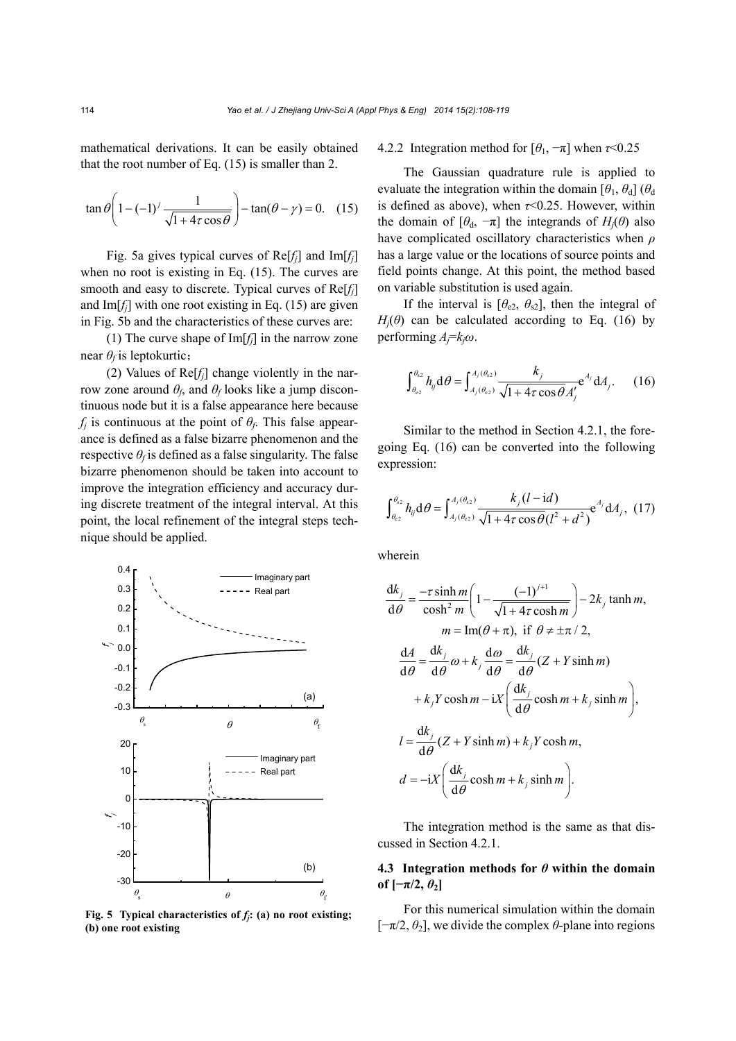mathematical derivations. It can be easily obtained that the root number of Eq. (15) is smaller than 2.

$$\tan\theta\left(1-(-1)^j\frac{1}{\sqrt{1+4\tau\cos\theta}}\right)-\tan(\theta-\gamma)=0. \quad (15)$$

Fig. 5a gives typical curves of Re[$f_j$] and Im[$f_j$] when no root is existing in Eq. (15). The curves are smooth and easy to discrete. Typical curves of Re[$f_j$] and Im[$f_j$] with one root existing in Eq. (15) are given in Fig. 5b and the characteristics of these curves are:

(1) The curve shape of Im[$f_j$] in the narrow zone near $\theta_f$ is leptokurtic;

(2) Values of Re[$f_j$] change violently in the narrow zone around $\theta_f$, and $\theta_f$ looks like a jump discontinuous node but it is a false appearance here because $f_j$ is continuous at the point of $\theta_f$. This false appearance is defined as a false bizarre phenomenon and the respective $\theta_f$ is defined as a false singularity. The false bizarre phenomenon should be taken into account to improve the integration efficiency and accuracy during discrete treatment of the integral interval. At this point, the local refinement of the integral steps technique should be applied.

**Fig. 5 Typical characteristics of $f_j$: (a) no root existing; (b) one root existing**

4.2.2 Integration method for [$\theta_1$, $-\pi$] when $\tau$<0.25

The Gaussian quadrature rule is applied to evaluate the integration within the domain [$\theta_1$, $\theta_d$] ($\theta_d$ is defined as above), when $\tau$<0.25. However, within the domain of [$\theta_d$, $-\pi$] the integrands of $H_j(\theta)$ also have complicated oscillatory characteristics when $\rho$ has a large value or the locations of source points and field points change. At this point, the method based on variable substitution is used again.

If the interval is [$\theta_{e2}$, $\theta_{s2}$], then the integral of $H_j(\theta)$ can be calculated according to Eq. (16) by performing $A_j=k_j\omega$.

$$\int_{\theta_{e2}}^{\theta_{s2}} h_{ij}\,\mathrm{d}\theta=\int_{A_j(\theta_{e2})}^{A_j(\theta_{s2})}\frac{k_j}{\sqrt{1+4\tau\cos\theta}\,A_j'}\mathrm{e}^{A_j}\,\mathrm{d}A_j. \quad (16)$$

Similar to the method in Section 4.2.1, the foregoing Eq. (16) can be converted into the following expression:

$$\int_{\theta_{e2}}^{\theta_{s2}} h_{ij}\,\mathrm{d}\theta=\int_{A_j(\theta_{e2})}^{A_j(\theta_{s2})}\frac{k_j(l-\mathrm{i}d)}{\sqrt{1+4\tau\cos\theta}(l^2+d^2)}\mathrm{e}^{A_j}\,\mathrm{d}A_j, \quad (17)$$

wherein

$$\frac{\mathrm{d}k_j}{\mathrm{d}\theta}=\frac{-\tau\sinh m}{\cosh^2 m}\left(1-\frac{(-1)^{j+1}}{\sqrt{1+4\tau\cosh m}}\right)-2k_j\tanh m,$$

$$m=\mathrm{Im}(\theta+\pi),\ \text{if}\ \theta\neq\pm\pi/2,$$

$$\frac{\mathrm{d}A}{\mathrm{d}\theta}=\frac{\mathrm{d}k_j}{\mathrm{d}\theta}\omega+k_j\frac{\mathrm{d}\omega}{\mathrm{d}\theta}=\frac{\mathrm{d}k_j}{\mathrm{d}\theta}(Z+Y\sinh m)+k_jY\cosh m-\mathrm{i}X\left(\frac{\mathrm{d}k_j}{\mathrm{d}\theta}\cosh m+k_j\sinh m\right),$$

$$l=\frac{\mathrm{d}k_j}{\mathrm{d}\theta}(Z+Y\sinh m)+k_jY\cosh m,$$

$$d=-\mathrm{i}X\left(\frac{\mathrm{d}k_j}{\mathrm{d}\theta}\cosh m+k_j\sinh m\right).$$

The integration method is the same as that discussed in Section 4.2.1.

### 4.3 Integration methods for $\theta$ within the domain of [$-\pi/2$, $\theta_2$]

For this numerical simulation within the domain [$-\pi/2$, $\theta_2$], we divide the complex $\theta$-plane into regions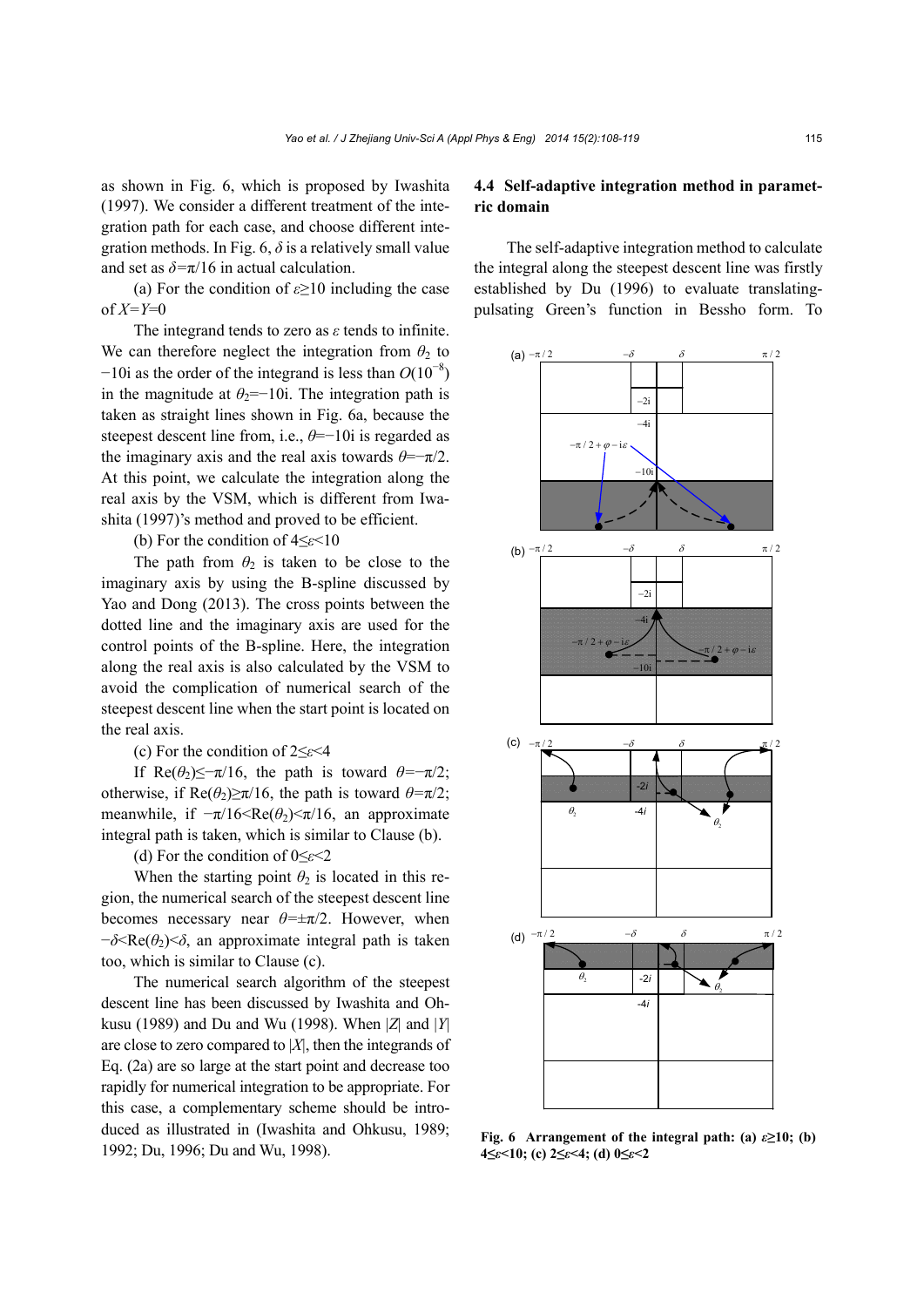as shown in Fig. 6, which is proposed by Iwashita (1997). We consider a different treatment of the integration path for each case, and choose different integration methods. In Fig. 6, $\delta$ is a relatively small value and set as $\delta=\pi/16$ in actual calculation.

(a) For the condition of $\varepsilon\geq10$ including the case of $X=Y=0$

The integrand tends to zero as $\varepsilon$ tends to infinite. We can therefore neglect the integration from $\theta_2$ to $-10\text{i}$ as the order of the integrand is less than $O(10^{-8})$ in the magnitude at $\theta_2=-10\text{i}$. The integration path is taken as straight lines shown in Fig. 6a, because the steepest descent line from, i.e., $\theta=-10\text{i}$ is regarded as the imaginary axis and the real axis towards $\theta=-\pi/2$. At this point, we calculate the integration along the real axis by the VSM, which is different from Iwashita (1997)'s method and proved to be efficient.

(b) For the condition of $4\leq\varepsilon<10$

The path from $\theta_2$ is taken to be close to the imaginary axis by using the B-spline discussed by Yao and Dong (2013). The cross points between the dotted line and the imaginary axis are used for the control points of the B-spline. Here, the integration along the real axis is also calculated by the VSM to avoid the complication of numerical search of the steepest descent line when the start point is located on the real axis.

(c) For the condition of $2\leq\varepsilon<4$

If $\text{Re}(\theta_2)\leq-\pi/16$, the path is toward $\theta=-\pi/2$; otherwise, if $\text{Re}(\theta_2)\geq\pi/16$, the path is toward $\theta=\pi/2$; meanwhile, if $-\pi/16<\text{Re}(\theta_2)<\pi/16$, an approximate integral path is taken, which is similar to Clause (b).

(d) For the condition of $0\leq\varepsilon<2$

When the starting point $\theta_2$ is located in this region, the numerical search of the steepest descent line becomes necessary near $\theta=\pm\pi/2$. However, when $-\delta<\text{Re}(\theta_2)<\delta$, an approximate integral path is taken too, which is similar to Clause (c).

The numerical search algorithm of the steepest descent line has been discussed by Iwashita and Ohkusu (1989) and Du and Wu (1998). When $|Z|$ and $|Y|$ are close to zero compared to $|X|$, then the integrands of Eq. (2a) are so large at the start point and decrease too rapidly for numerical integration to be appropriate. For this case, a complementary scheme should be introduced as illustrated in (Iwashita and Ohkusu, 1989; 1992; Du, 1996; Du and Wu, 1998).

### 4.4 Self-adaptive integration method in parametric domain

The self-adaptive integration method to calculate the integral along the steepest descent line was firstly established by Du (1996) to evaluate translating-pulsating Green's function in Bessho form. To

**Fig. 6 Arrangement of the integral path: (a) $\varepsilon\geq10$; (b) $4\leq\varepsilon<10$; (c) $2\leq\varepsilon<4$; (d) $0\leq\varepsilon<2$**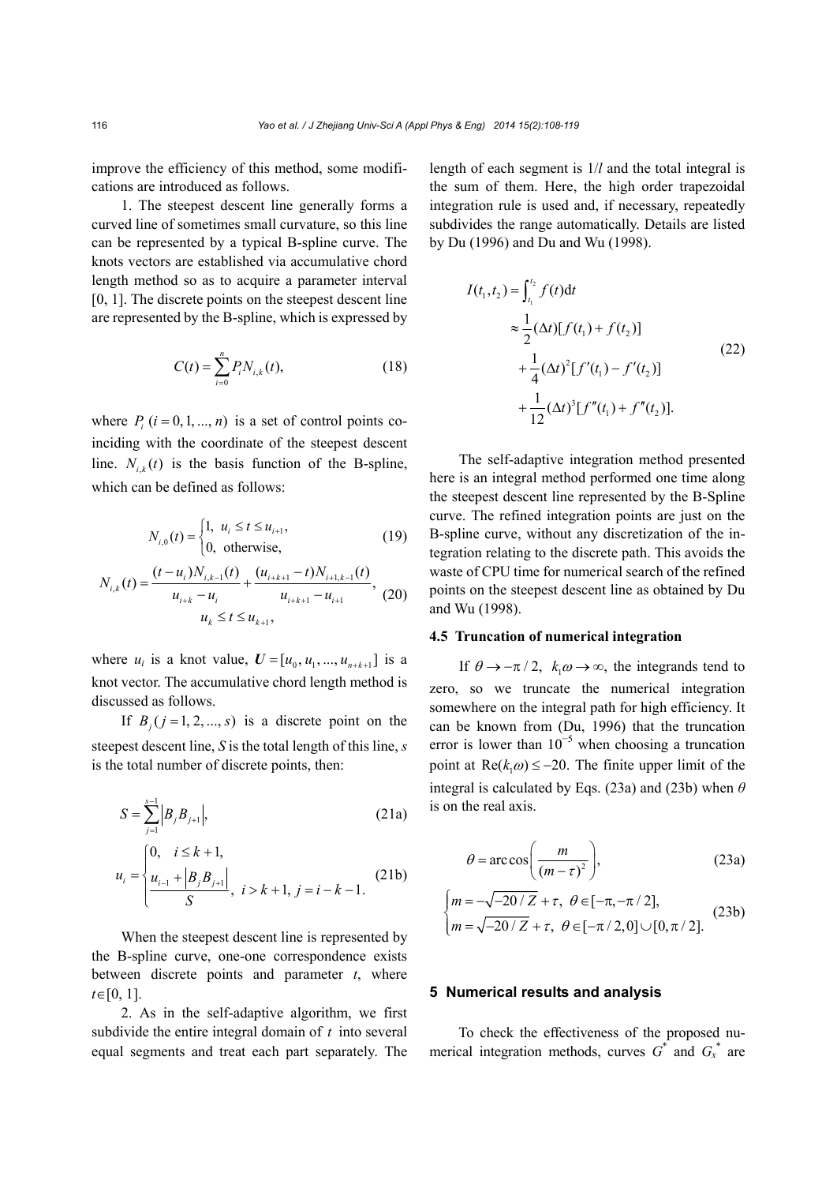improve the efficiency of this method, some modifications are introduced as follows.

1. The steepest descent line generally forms a curved line of sometimes small curvature, so this line can be represented by a typical B-spline curve. The knots vectors are established via accumulative chord length method so as to acquire a parameter interval [0, 1]. The discrete points on the steepest descent line are represented by the B-spline, which is expressed by

$$C(t)=\sum_{i=0}^{n}P_i N_{i,k}(t), \tag{18}$$

where $P_i$ $(i=0,1,...,n)$ is a set of control points coinciding with the coordinate of the steepest descent line. $N_{i,k}(t)$ is the basis function of the B-spline, which can be defined as follows:

$$N_{i,0}(t)=\begin{cases}1, & u_i \le t \le u_{i+1},\\ 0, & \text{otherwise,}\end{cases} \tag{19}$$

$$N_{i,k}(t)=\frac{(t-u_i)N_{i,k-1}(t)}{u_{i+k}-u_i}+\frac{(u_{i+k+1}-t)N_{i+1,k-1}(t)}{u_{i+k+1}-u_{i+1}}, \quad u_k \le t \le u_{k+1}, \tag{20}$$

where $u_i$ is a knot value, $\boldsymbol{U}=[u_0, u_1, ..., u_{n+k+1}]$ is a knot vector. The accumulative chord length method is discussed as follows.

If $B_j$ $(j=1,2,...,s)$ is a discrete point on the steepest descent line, $S$ is the total length of this line, $s$ is the total number of discrete points, then:

$$S=\sum_{j=1}^{s-1}\left|B_j B_{j+1}\right|, \tag{21a}$$

$$u_i=\begin{cases}0, & i \le k+1,\\ \dfrac{u_{i-1}+\left|B_j B_{j+1}\right|}{S}, & i>k+1,\ j=i-k-1.\end{cases} \tag{21b}$$

When the steepest descent line is represented by the B-spline curve, one-one correspondence exists between discrete points and parameter $t$, where $t\in[0, 1]$.

2. As in the self-adaptive algorithm, we first subdivide the entire integral domain of $t$ into several equal segments and treat each part separately. The length of each segment is $1/l$ and the total integral is the sum of them. Here, the high order trapezoidal integration rule is used and, if necessary, repeatedly subdivides the range automatically. Details are listed by Du (1996) and Du and Wu (1998).

$$\begin{aligned}I(t_1,t_2)&=\int_{t_1}^{t_2}f(t)\mathrm{d}t\\ &\approx\frac{1}{2}(\Delta t)[f(t_1)+f(t_2)]\\ &\quad+\frac{1}{4}(\Delta t)^2[f'(t_1)-f'(t_2)]\\ &\quad+\frac{1}{12}(\Delta t)^3[f''(t_1)+f''(t_2)].\end{aligned} \tag{22}$$

The self-adaptive integration method presented here is an integral method performed one time along the steepest descent line represented by the B-Spline curve. The refined integration points are just on the B-spline curve, without any discretization of the integration relating to the discrete path. This avoids the waste of CPU time for numerical search of the refined points on the steepest descent line as obtained by Du and Wu (1998).

### 4.5 Truncation of numerical integration

If $\theta\to-\pi/2,\ k_1\omega\to\infty$, the integrands tend to zero, so we truncate the numerical integration somewhere on the integral path for high efficiency. It can be known from (Du, 1996) that the truncation error is lower than $10^{-5}$ when choosing a truncation point at $\mathrm{Re}(k_1\omega)\le-20$. The finite upper limit of the integral is calculated by Eqs. (23a) and (23b) when $\theta$ is on the real axis.

$$\theta=\arccos\left(\frac{m}{(m-\tau)^2}\right), \tag{23a}$$

$$\begin{cases}m=-\sqrt{-20/Z}+\tau, & \theta\in[-\pi,-\pi/2],\\ m=\sqrt{-20/Z}+\tau, & \theta\in[-\pi/2,0]\cup[0,\pi/2].\end{cases} \tag{23b}$$

## 5 Numerical results and analysis

To check the effectiveness of the proposed numerical integration methods, curves $G^*$ and $G_x^*$ are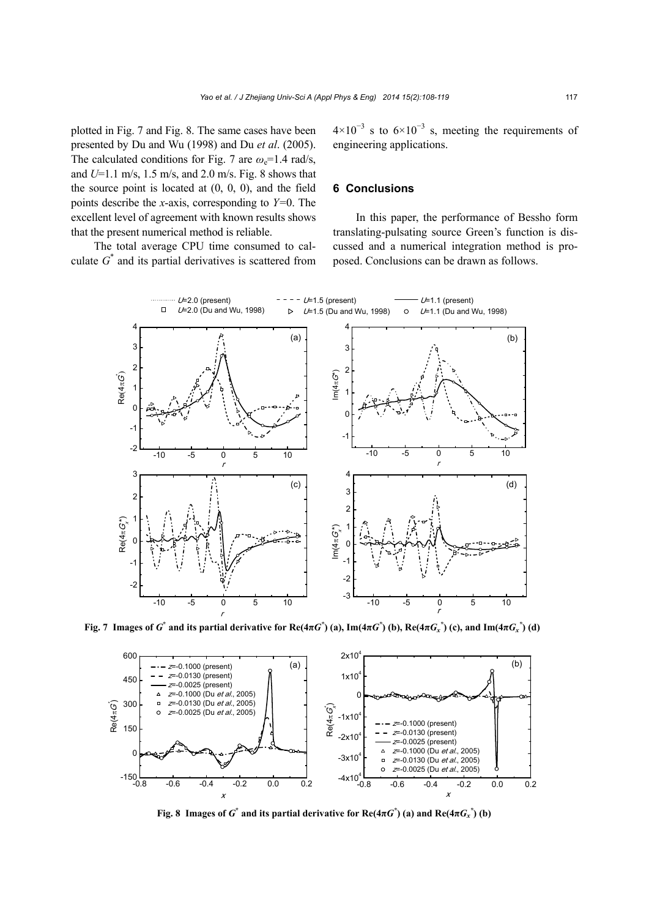plotted in Fig. 7 and Fig. 8. The same cases have been presented by Du and Wu (1998) and Du *et al*. (2005). The calculated conditions for Fig. 7 are $\omega_e$=1.4 rad/s, and $U$=1.1 m/s, 1.5 m/s, and 2.0 m/s. Fig. 8 shows that the source point is located at (0, 0, 0), and the field points describe the $x$-axis, corresponding to $Y$=0. The excellent level of agreement with known results shows that the present numerical method is reliable.

The total average CPU time consumed to calculate $G^*$ and its partial derivatives is scattered from $4\times10^{-3}$ s to $6\times10^{-3}$ s, meeting the requirements of engineering applications.

## 6 Conclusions

In this paper, the performance of Bessho form translating-pulsating source Green's function is discussed and a numerical integration method is proposed. Conclusions can be drawn as follows.

**Fig. 7 Images of $G^*$ and its partial derivative for Re($4\pi G^*$) (a), Im($4\pi G^*$) (b), Re($4\pi G_x^*$) (c), and Im($4\pi G_x^*$) (d)**

**Fig. 8 Images of $G^*$ and its partial derivative for Re($4\pi G^*$) (a) and Re($4\pi G_x^*$) (b)**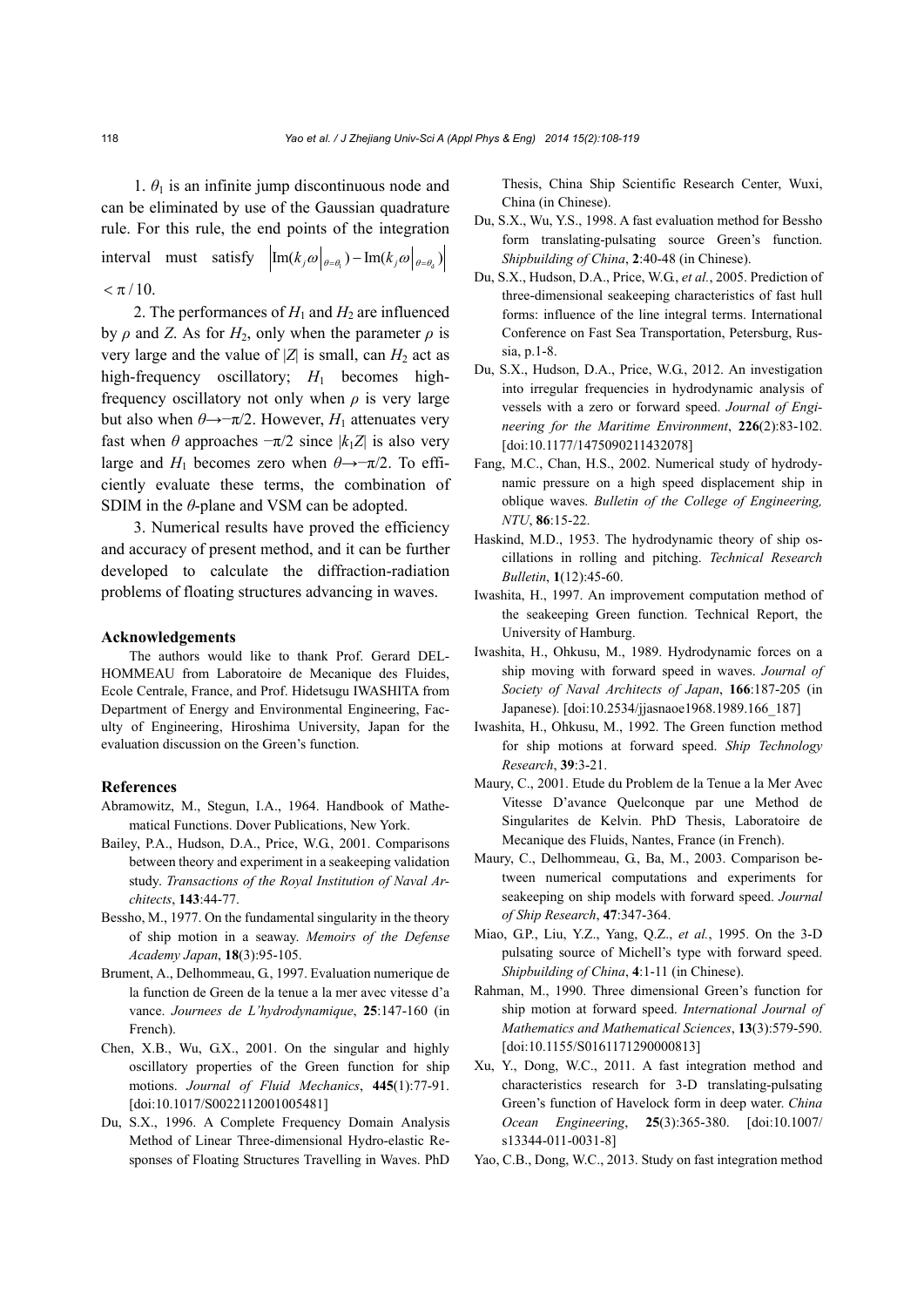1. $\theta_1$ is an infinite jump discontinuous node and can be eliminated by use of the Gaussian quadrature rule. For this rule, the end points of the integration interval must satisfy $\left|\mathrm{Im}(k_j\omega\big|_{\theta=\theta_1}) - \mathrm{Im}(k_j\omega\big|_{\theta=\theta_4})\right| < \pi/10$.

2. The performances of $H_1$ and $H_2$ are influenced by $\rho$ and $Z$. As for $H_2$, only when the parameter $\rho$ is very large and the value of $|Z|$ is small, can $H_2$ act as high-frequency oscillatory; $H_1$ becomes high-frequency oscillatory not only when $\rho$ is very large but also when $\theta \rightarrow -\pi/2$. However, $H_1$ attenuates very fast when $\theta$ approaches $-\pi/2$ since $|k_1Z|$ is also very large and $H_1$ becomes zero when $\theta \rightarrow -\pi/2$. To efficiently evaluate these terms, the combination of SDIM in the $\theta$-plane and VSM can be adopted.

3. Numerical results have proved the efficiency and accuracy of present method, and it can be further developed to calculate the diffraction-radiation problems of floating structures advancing in waves.

## Acknowledgements

The authors would like to thank Prof. Gerard DELHOMMEAU from Laboratoire de Mecanique des Fluides, Ecole Centrale, France, and Prof. Hidetsugu IWASHITA from Department of Energy and Environmental Engineering, Faculty of Engineering, Hiroshima University, Japan for the evaluation discussion on the Green's function.

## References

Abramowitz, M., Stegun, I.A., 1964. Handbook of Mathematical Functions. Dover Publications, New York.

Bailey, P.A., Hudson, D.A., Price, W.G., 2001. Comparisons between theory and experiment in a seakeeping validation study. *Transactions of the Royal Institution of Naval Architects*, **143**:44-77.

Bessho, M., 1977. On the fundamental singularity in the theory of ship motion in a seaway. *Memoirs of the Defense Academy Japan*, **18**(3):95-105.

Brument, A., Delhommeau, G., 1997. Evaluation numerique de la function de Green de la tenue a la mer avec vitesse d'a vance. *Journees de L'hydrodynamique*, **25**:147-160 (in French).

Chen, X.B., Wu, G.X., 2001. On the singular and highly oscillatory properties of the Green function for ship motions. *Journal of Fluid Mechanics*, **445**(1):77-91. [doi:10.1017/S0022112001005481]

Du, S.X., 1996. A Complete Frequency Domain Analysis Method of Linear Three-dimensional Hydro-elastic Responses of Floating Structures Travelling in Waves. PhD Thesis, China Ship Scientific Research Center, Wuxi, China (in Chinese).

Du, S.X., Wu, Y.S., 1998. A fast evaluation method for Bessho form translating-pulsating source Green's function. *Shipbuilding of China*, **2**:40-48 (in Chinese).

Du, S.X., Hudson, D.A., Price, W.G., *et al.*, 2005. Prediction of three-dimensional seakeeping characteristics of fast hull forms: influence of the line integral terms. International Conference on Fast Sea Transportation, Petersburg, Russia, p.1-8.

Du, S.X., Hudson, D.A., Price, W.G., 2012. An investigation into irregular frequencies in hydrodynamic analysis of vessels with a zero or forward speed. *Journal of Engineering for the Maritime Environment*, **226**(2):83-102. [doi:10.1177/1475090211432078]

Fang, M.C., Chan, H.S., 2002. Numerical study of hydrodynamic pressure on a high speed displacement ship in oblique waves. *Bulletin of the College of Engineering, NTU*, **86**:15-22.

Haskind, M.D., 1953. The hydrodynamic theory of ship oscillations in rolling and pitching. *Technical Research Bulletin*, **1**(12):45-60.

Iwashita, H., 1997. An improvement computation method of the seakeeping Green function. Technical Report, the University of Hamburg.

Iwashita, H., Ohkusu, M., 1989. Hydrodynamic forces on a ship moving with forward speed in waves. *Journal of Society of Naval Architects of Japan*, **166**:187-205 (in Japanese). [doi:10.2534/jjasnaoe1968.1989.166_187]

Iwashita, H., Ohkusu, M., 1992. The Green function method for ship motions at forward speed. *Ship Technology Research*, **39**:3-21.

Maury, C., 2001. Etude du Problem de la Tenue a la Mer Avec Vitesse D'avance Quelconque par une Method de Singularites de Kelvin. PhD Thesis, Laboratoire de Mecanique des Fluids, Nantes, France (in French).

Maury, C., Delhommeau, G., Ba, M., 2003. Comparison between numerical computations and experiments for seakeeping on ship models with forward speed. *Journal of Ship Research*, **47**:347-364.

Miao, G.P., Liu, Y.Z., Yang, Q.Z., *et al.*, 1995. On the 3-D pulsating source of Michell's type with forward speed. *Shipbuilding of China*, **4**:1-11 (in Chinese).

Rahman, M., 1990. Three dimensional Green's function for ship motion at forward speed. *International Journal of Mathematics and Mathematical Sciences*, **13**(3):579-590. [doi:10.1155/S0161171290000813]

Xu, Y., Dong, W.C., 2011. A fast integration method and characteristics research for 3-D translating-pulsating Green's function of Havelock form in deep water. *China Ocean Engineering*, **25**(3):365-380. [doi:10.1007/s13344-011-0031-8]

Yao, C.B., Dong, W.C., 2013. Study on fast integration method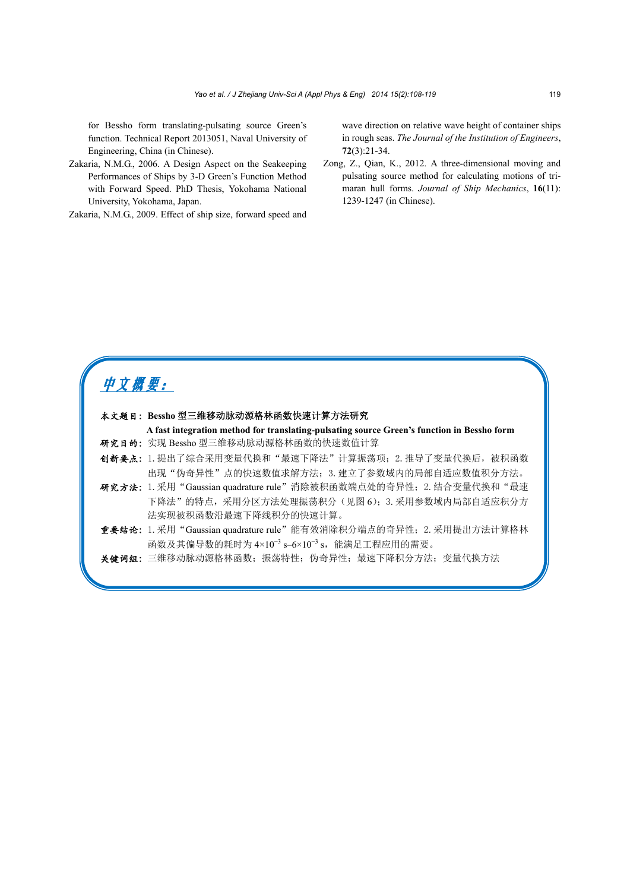for Bessho form translating-pulsating source Green's function. Technical Report 2013051, Naval University of Engineering, China (in Chinese).

Zakaria, N.M.G., 2006. A Design Aspect on the Seakeeping Performances of Ships by 3-D Green's Function Method with Forward Speed. PhD Thesis, Yokohama National University, Yokohama, Japan.

Zakaria, N.M.G., 2009. Effect of ship size, forward speed and wave direction on relative wave height of container ships in rough seas. *The Journal of the Institution of Engineers*, **72**(3):21-34.

Zong, Z., Qian, K., 2012. A three-dimensional moving and pulsating source method for calculating motions of tri-maran hull forms. *Journal of Ship Mechanics*, **16**(11): 1239-1247 (in Chinese).

## 中文概要：

**本文题目：** **Bessho 型三维移动脉动源格林函数快速计算方法研究**

**A fast integration method for translating-pulsating source Green's function in Bessho form**

**研究目的：** 实现 Bessho 型三维移动脉动源格林函数的快速数值计算

**创新要点：** 1. 提出了综合采用变量代换和“最速下降法”计算振荡项；2. 推导了变量代换后，被积函数出现“伪奇异性”点的快速数值求解方法；3. 建立了参数域内的局部自适应数值积分方法。

**研究方法：** 1. 采用“Gaussian quadrature rule”消除被积函数端点处的奇异性；2. 结合变量代换和“最速下降法”的特点，采用分区方法处理振荡积分（见图 6）；3. 采用参数域内局部自适应积分方法实现被积函数沿最速下降线积分的快速计算。

**重要结论：** 1. 采用“Gaussian quadrature rule”能有效消除积分端点的奇异性；2. 采用提出方法计算格林函数及其偏导数的耗时为 $4\times10^{-3}$ s–$6\times10^{-3}$ s，能满足工程应用的需要。

**关键词组：** 三维移动脉动源格林函数；振荡特性；伪奇异性；最速下降积分方法；变量代换方法